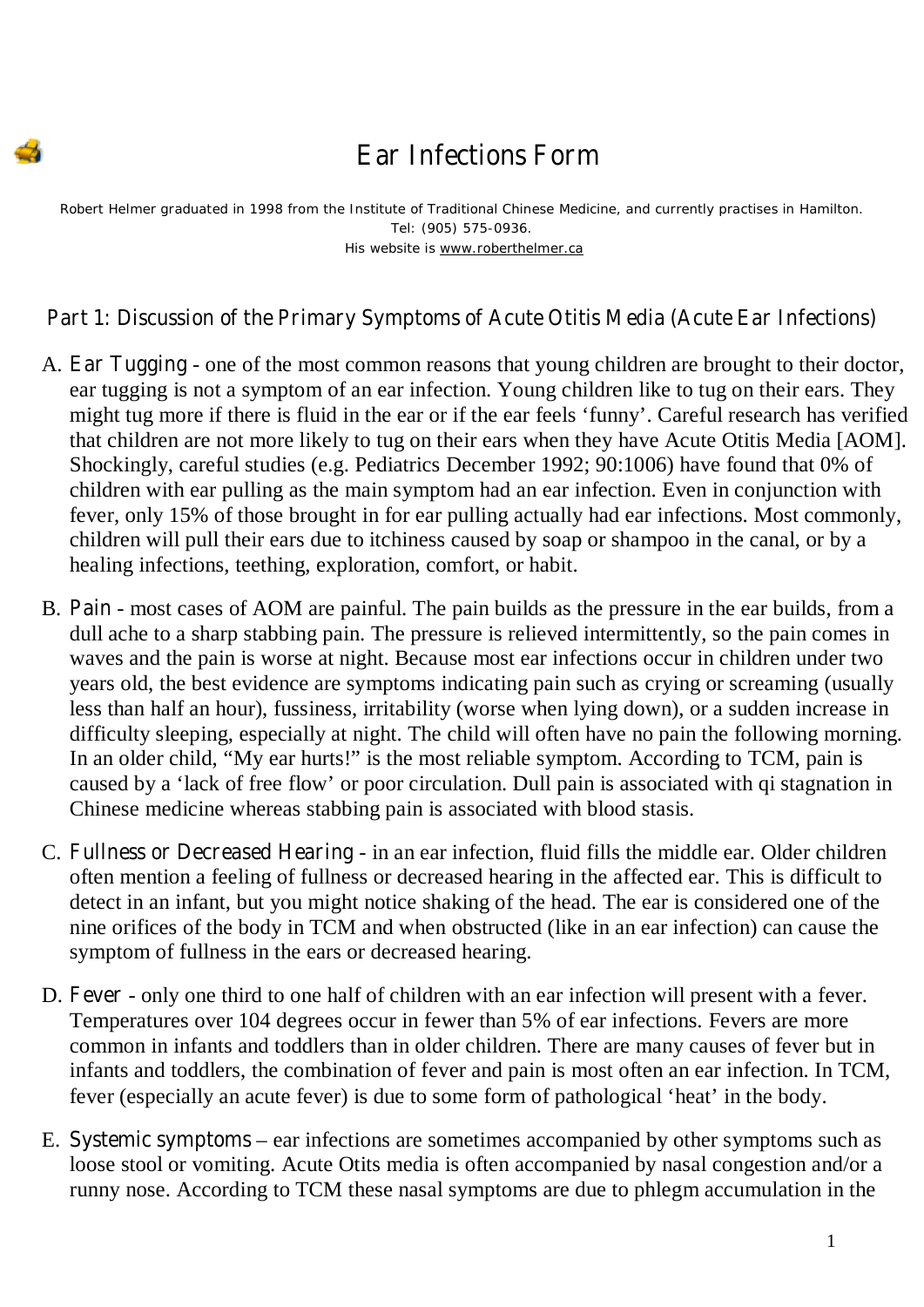# Ear Infections Form

Robert Helmer graduated in 1998 from the Institute of Traditional Chinese Medicine, and currently practises in Hamilton.
Tel: (905) 575-0936.
His website is www.roberthelmer.ca

## Part 1: Discussion of the Primary Symptoms of Acute Otitis Media (Acute Ear Infections)

A. Ear Tugging - one of the most common reasons that young children are brought to their doctor, ear tugging is not a symptom of an ear infection. Young children like to tug on their ears. They might tug more if there is fluid in the ear or if the ear feels 'funny'. Careful research has verified that children are not more likely to tug on their ears when they have Acute Otitis Media [AOM]. Shockingly, careful studies (e.g. Pediatrics December 1992; 90:1006) have found that 0% of children with ear pulling as the main symptom had an ear infection. Even in conjunction with fever, only 15% of those brought in for ear pulling actually had ear infections. Most commonly, children will pull their ears due to itchiness caused by soap or shampoo in the canal, or by a healing infections, teething, exploration, comfort, or habit.

B. Pain - most cases of AOM are painful. The pain builds as the pressure in the ear builds, from a dull ache to a sharp stabbing pain. The pressure is relieved intermittently, so the pain comes in waves and the pain is worse at night. Because most ear infections occur in children under two years old, the best evidence are symptoms indicating pain such as crying or screaming (usually less than half an hour), fussiness, irritability (worse when lying down), or a sudden increase in difficulty sleeping, especially at night. The child will often have no pain the following morning. In an older child, "My ear hurts!" is the most reliable symptom. According to TCM, pain is caused by a 'lack of free flow' or poor circulation. Dull pain is associated with qi stagnation in Chinese medicine whereas stabbing pain is associated with blood stasis.

C. Fullness or Decreased Hearing - in an ear infection, fluid fills the middle ear. Older children often mention a feeling of fullness or decreased hearing in the affected ear. This is difficult to detect in an infant, but you might notice shaking of the head. The ear is considered one of the nine orifices of the body in TCM and when obstructed (like in an ear infection) can cause the symptom of fullness in the ears or decreased hearing.

D. Fever - only one third to one half of children with an ear infection will present with a fever. Temperatures over 104 degrees occur in fewer than 5% of ear infections. Fevers are more common in infants and toddlers than in older children. There are many causes of fever but in infants and toddlers, the combination of fever and pain is most often an ear infection. In TCM, fever (especially an acute fever) is due to some form of pathological 'heat' in the body.

E. Systemic symptoms – ear infections are sometimes accompanied by other symptoms such as loose stool or vomiting. Acute Otits media is often accompanied by nasal congestion and/or a runny nose. According to TCM these nasal symptoms are due to phlegm accumulation in the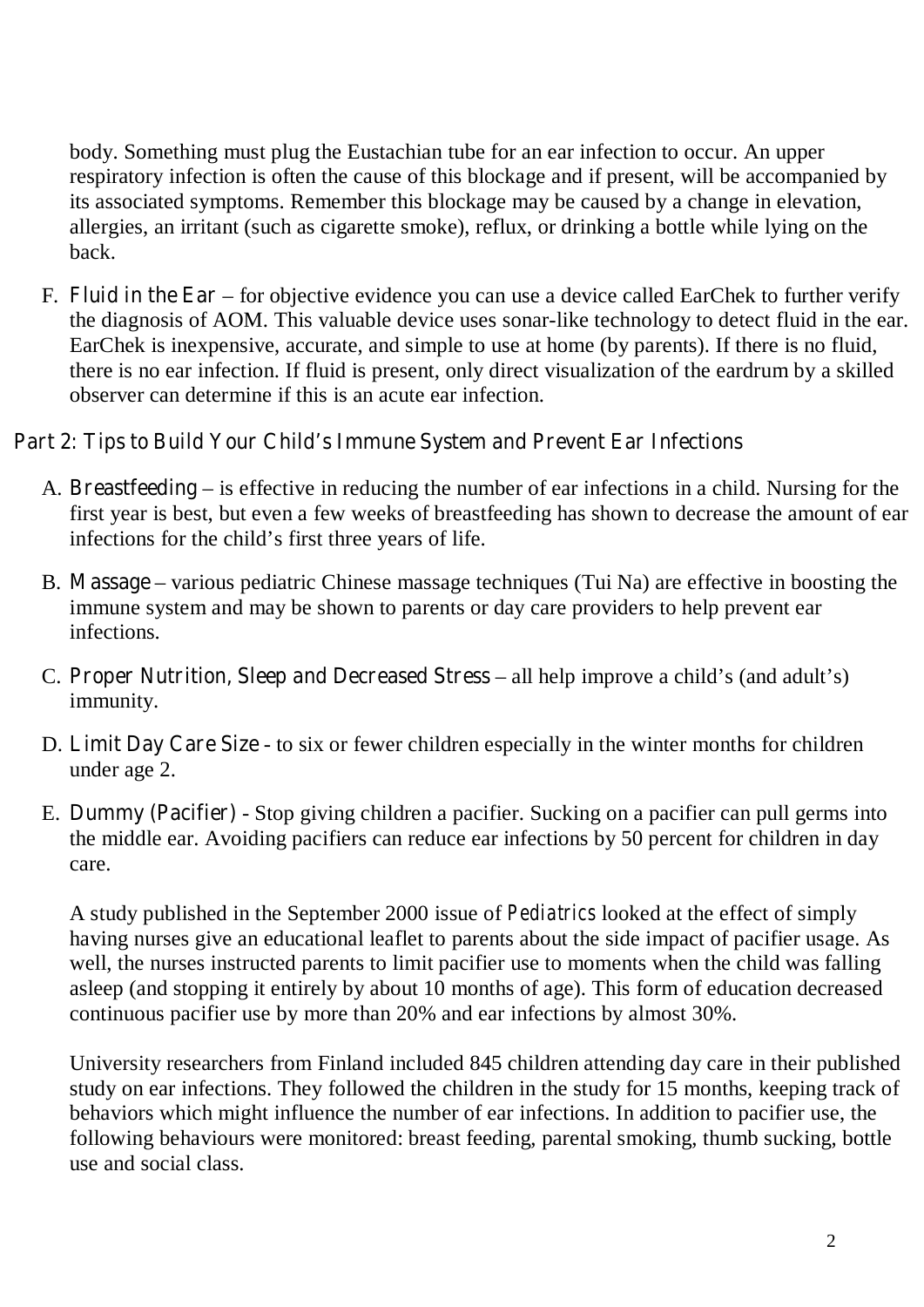body. Something must plug the Eustachian tube for an ear infection to occur. An upper respiratory infection is often the cause of this blockage and if present, will be accompanied by its associated symptoms. Remember this blockage may be caused by a change in elevation, allergies, an irritant (such as cigarette smoke), reflux, or drinking a bottle while lying on the back.

F. Fluid in the Ear – for objective evidence you can use a device called EarChek to further verify the diagnosis of AOM. This valuable device uses sonar-like technology to detect fluid in the ear. EarChek is inexpensive, accurate, and simple to use at home (by parents). If there is no fluid, there is no ear infection. If fluid is present, only direct visualization of the eardrum by a skilled observer can determine if this is an acute ear infection.

## Part 2: Tips to Build Your Child's Immune System and Prevent Ear Infections

A. Breastfeeding – is effective in reducing the number of ear infections in a child. Nursing for the first year is best, but even a few weeks of breastfeeding has shown to decrease the amount of ear infections for the child's first three years of life.

B. Massage – various pediatric Chinese massage techniques (Tui Na) are effective in boosting the immune system and may be shown to parents or day care providers to help prevent ear infections.

C. Proper Nutrition, Sleep and Decreased Stress – all help improve a child's (and adult's) immunity.

D. Limit Day Care Size - to six or fewer children especially in the winter months for children under age 2.

E. Dummy (Pacifier) - Stop giving children a pacifier. Sucking on a pacifier can pull germs into the middle ear. Avoiding pacifiers can reduce ear infections by 50 percent for children in day care.

   A study published in the September 2000 issue of *Pediatrics* looked at the effect of simply having nurses give an educational leaflet to parents about the side impact of pacifier usage. As well, the nurses instructed parents to limit pacifier use to moments when the child was falling asleep (and stopping it entirely by about 10 months of age). This form of education decreased continuous pacifier use by more than 20% and ear infections by almost 30%.

   University researchers from Finland included 845 children attending day care in their published study on ear infections. They followed the children in the study for 15 months, keeping track of behaviors which might influence the number of ear infections. In addition to pacifier use, the following behaviours were monitored: breast feeding, parental smoking, thumb sucking, bottle use and social class.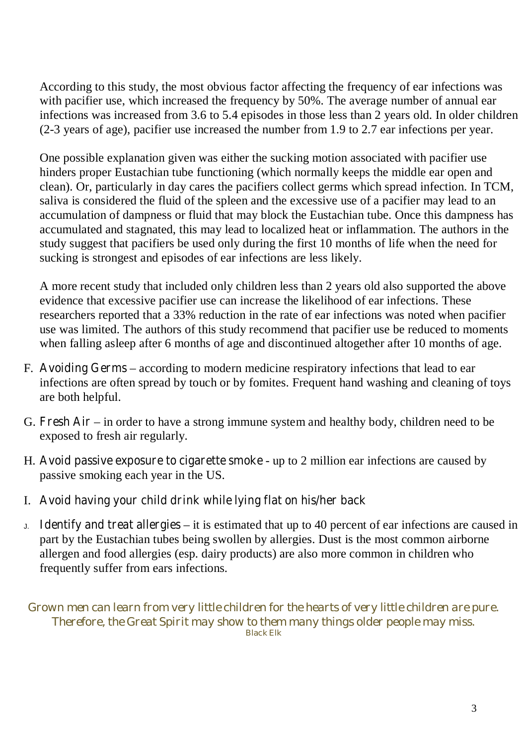According to this study, the most obvious factor affecting the frequency of ear infections was with pacifier use, which increased the frequency by 50%. The average number of annual ear infections was increased from 3.6 to 5.4 episodes in those less than 2 years old. In older children (2-3 years of age), pacifier use increased the number from 1.9 to 2.7 ear infections per year.

One possible explanation given was either the sucking motion associated with pacifier use hinders proper Eustachian tube functioning (which normally keeps the middle ear open and clean). Or, particularly in day cares the pacifiers collect germs which spread infection. In TCM, saliva is considered the fluid of the spleen and the excessive use of a pacifier may lead to an accumulation of dampness or fluid that may block the Eustachian tube. Once this dampness has accumulated and stagnated, this may lead to localized heat or inflammation. The authors in the study suggest that pacifiers be used only during the first 10 months of life when the need for sucking is strongest and episodes of ear infections are less likely.

A more recent study that included only children less than 2 years old also supported the above evidence that excessive pacifier use can increase the likelihood of ear infections. These researchers reported that a 33% reduction in the rate of ear infections was noted when pacifier use was limited. The authors of this study recommend that pacifier use be reduced to moments when falling asleep after 6 months of age and discontinued altogether after 10 months of age.

F. *Avoiding Germs* – according to modern medicine respiratory infections that lead to ear infections are often spread by touch or by fomites. Frequent hand washing and cleaning of toys are both helpful.

G. *Fresh Air* – in order to have a strong immune system and healthy body, children need to be exposed to fresh air regularly.

H. *Avoid passive exposure to cigarette smoke* - up to 2 million ear infections are caused by passive smoking each year in the US.

I. *Avoid having your child drink while lying flat on his/her back*

J. *Identify and treat allergies* – it is estimated that up to 40 percent of ear infections are caused in part by the Eustachian tubes being swollen by allergies. Dust is the most common airborne allergen and food allergies (esp. dairy products) are also more common in children who frequently suffer from ears infections.

*Grown men can learn from very little children for the hearts of very little children are pure. Therefore, the Great Spirit may show to them many things older people may miss.*
Black Elk